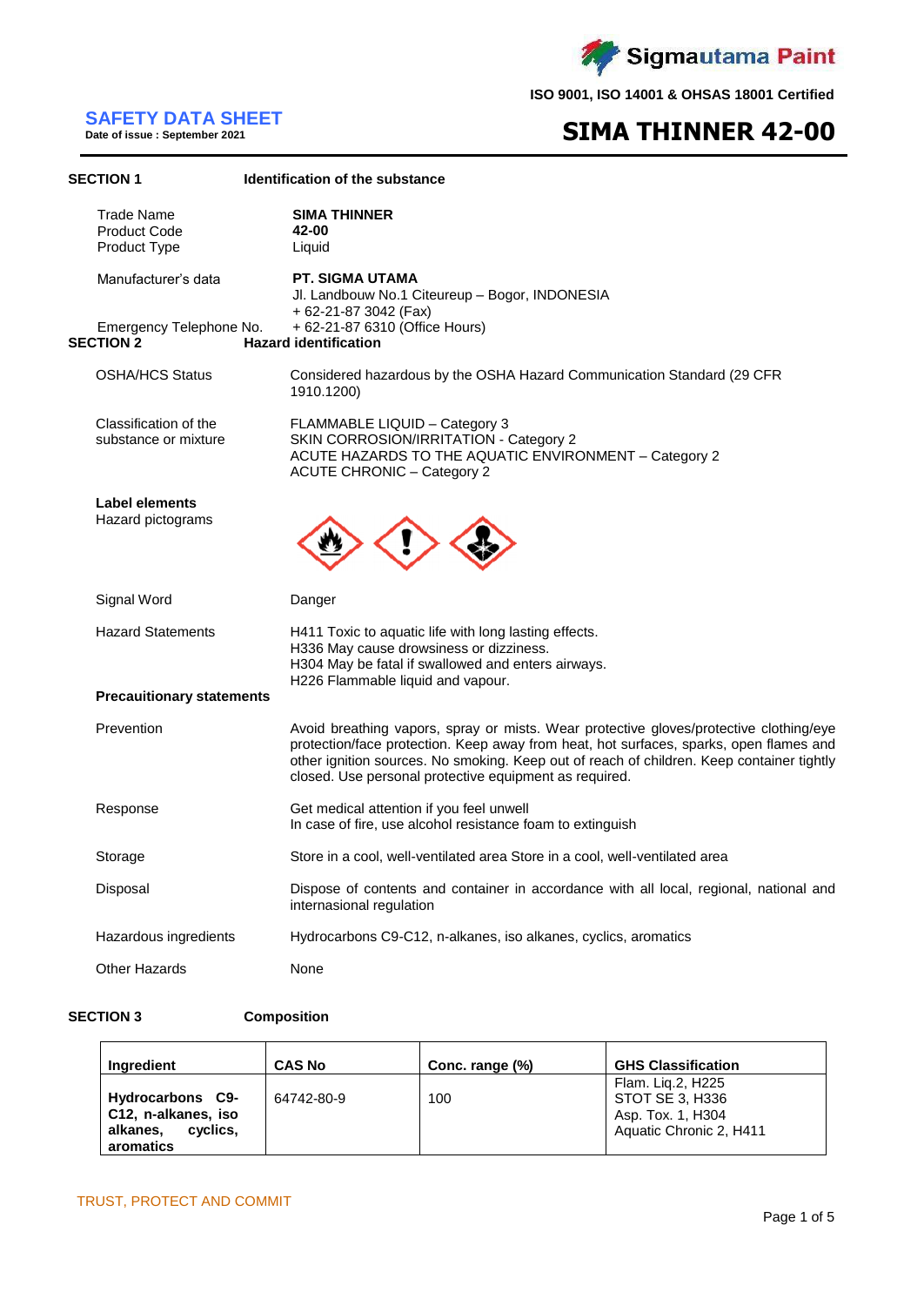Sigmautama Paint

ISO 9001, ISO 14001 & OHSAS 18001 Certified

# SAFETY DATA SHEET

**Date of issue : September 2021**

# SIMA THINNER 42-00

## SECTION 1 Identification of the substance

| | |
|---|---|
| Trade Name | **SIMA THINNER** |
| Product Code | **42-00** |
| Product Type | Liquid |
| Manufacturer's data | **PT. SIGMA UTAMA**<br>Jl. Landbouw No.1 Citeureup – Bogor, INDONESIA<br>+ 62-21-87 3042 (Fax) |
| Emergency Telephone No. | + 62-21-87 6310 (Office Hours) |

## SECTION 2 Hazard identification

| | |
|---|---|
| OSHA/HCS Status | Considered hazardous by the OSHA Hazard Communication Standard (29 CFR 1910.1200) |
| Classification of the substance or mixture | FLAMMABLE LIQUID – Category 3<br>SKIN CORROSION/IRRITATION - Category 2<br>ACUTE HAZARDS TO THE AQUATIC ENVIRONMENT – Category 2<br>ACUTE CHRONIC – Category 2 |

**Label elements**

Hazard pictograms

| | |
|---|---|
| Signal Word | Danger |
| Hazard Statements | H411 Toxic to aquatic life with long lasting effects.<br>H336 May cause drowsiness or dizziness.<br>H304 May be fatal if swallowed and enters airways.<br>H226 Flammable liquid and vapour. |

**Precauitionary statements**

| | |
|---|---|
| Prevention | Avoid breathing vapors, spray or mists. Wear protective gloves/protective clothing/eye protection/face protection. Keep away from heat, hot surfaces, sparks, open flames and other ignition sources. No smoking. Keep out of reach of children. Keep container tightly closed. Use personal protective equipment as required. |
| Response | Get medical attention if you feel unwell<br>In case of fire, use alcohol resistance foam to extinguish |
| Storage | Store in a cool, well-ventilated area Store in a cool, well-ventilated area |
| Disposal | Dispose of contents and container in accordance with all local, regional, national and internasional regulation |
| Hazardous ingredients | Hydrocarbons C9-C12, n-alkanes, iso alkanes, cyclics, aromatics |
| Other Hazards | None |

## SECTION 3 Composition

| Ingredient | CAS No | Conc. range (%) | GHS Classification |
|---|---|---|---|
| **Hydrocarbons C9-C12, n-alkanes, iso alkanes, cyclics, aromatics** | 64742-80-9 | 100 | Flam. Liq.2, H225<br>STOT SE 3, H336<br>Asp. Tox. 1, H304<br>Aquatic Chronic 2, H411 |

TRUST, PROTECT AND COMMIT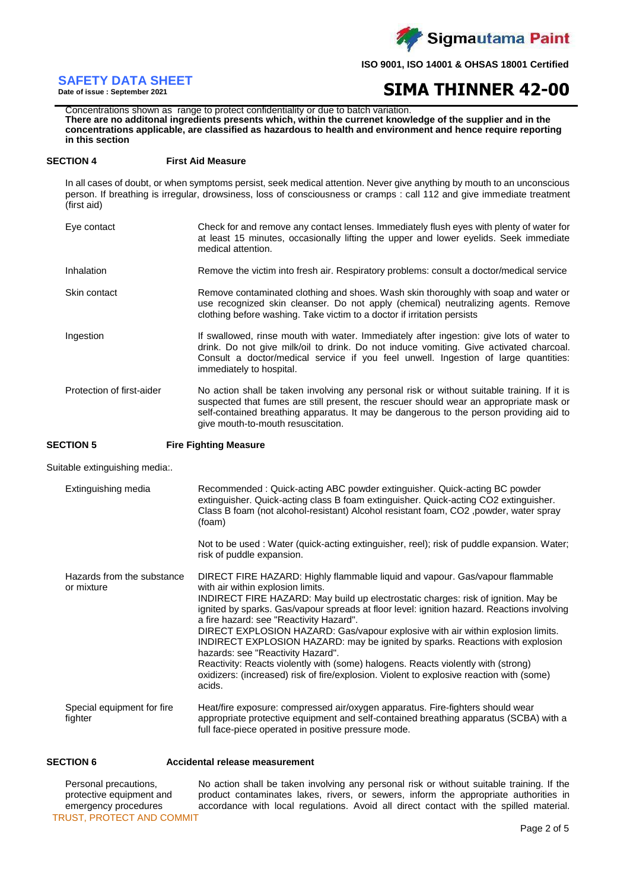Concentrations shown as range to protect confidentiality or due to batch variation.
**There are no additonal ingredients presents which, within the curenet knowledge of the supplier and in the concentrations applicable, are classified as hazardous to health and environment and hence require reporting in this section**

## SECTION 4 First Aid Measure

In all cases of doubt, or when symptoms persist, seek medical attention. Never give anything by mouth to an unconscious person. If breathing is irregular, drowsiness, loss of consciousness or cramps : call 112 and give immediate treatment (first aid)

| | |
|---|---|
| Eye contact | Check for and remove any contact lenses. Immediately flush eyes with plenty of water for at least 15 minutes, occasionally lifting the upper and lower eyelids. Seek immediate medical attention. |
| Inhalation | Remove the victim into fresh air. Respiratory problems: consult a doctor/medical service |
| Skin contact | Remove contaminated clothing and shoes. Wash skin thoroughly with soap and water or use recognized skin cleanser. Do not apply (chemical) neutralizing agents. Remove clothing before washing. Take victim to a doctor if irritation persists |
| Ingestion | If swallowed, rinse mouth with water. Immediately after ingestion: give lots of water to drink. Do not give milk/oil to drink. Do not induce vomiting. Give activated charcoal. Consult a doctor/medical service if you feel unwell. Ingestion of large quantities: immediately to hospital. |
| Protection of first-aider | No action shall be taken involving any personal risk or without suitable training. If it is suspected that fumes are still present, the rescuer should wear an appropriate mask or self-contained breathing apparatus. It may be dangerous to the person providing aid to give mouth-to-mouth resuscitation. |

## SECTION 5 Fire Fighting Measure

Suitable extinguishing media:.

| | |
|---|---|
| Extinguishing media | Recommended : Quick-acting ABC powder extinguisher. Quick-acting BC powder extinguisher. Quick-acting class B foam extinguisher. Quick-acting CO2 extinguisher. Class B foam (not alcohol-resistant) Alcohol resistant foam, CO2 ,powder, water spray (foam)<br><br>Not to be used : Water (quick-acting extinguisher, reel); risk of puddle expansion. Water; risk of puddle expansion. |
| Hazards from the substance or mixture | DIRECT FIRE HAZARD: Highly flammable liquid and vapour. Gas/vapour flammable with air within explosion limits.<br>INDIRECT FIRE HAZARD: May build up electrostatic charges: risk of ignition. May be ignited by sparks. Gas/vapour spreads at floor level: ignition hazard. Reactions involving a fire hazard: see "Reactivity Hazard".<br>DIRECT EXPLOSION HAZARD: Gas/vapour explosive with air within explosion limits.<br>INDIRECT EXPLOSION HAZARD: may be ignited by sparks. Reactions with explosion hazards: see "Reactivity Hazard".<br>Reactivity: Reacts violently with (some) halogens. Reacts violently with (strong) oxidizers: (increased) risk of fire/explosion. Violent to explosive reaction with (some) acids. |
| Special equipment for fire fighter | Heat/fire exposure: compressed air/oxygen apparatus. Fire-fighters should wear appropriate protective equipment and self-contained breathing apparatus (SCBA) with a full face-piece operated in positive pressure mode. |

## SECTION 6 Accidental release measurement

| | |
|---|---|
| Personal precautions, protective equipment and emergency procedures | No action shall be taken involving any personal risk or without suitable training. If the product contaminates lakes, rivers, or sewers, inform the appropriate authorities in accordance with local regulations. Avoid all direct contact with the spilled material. |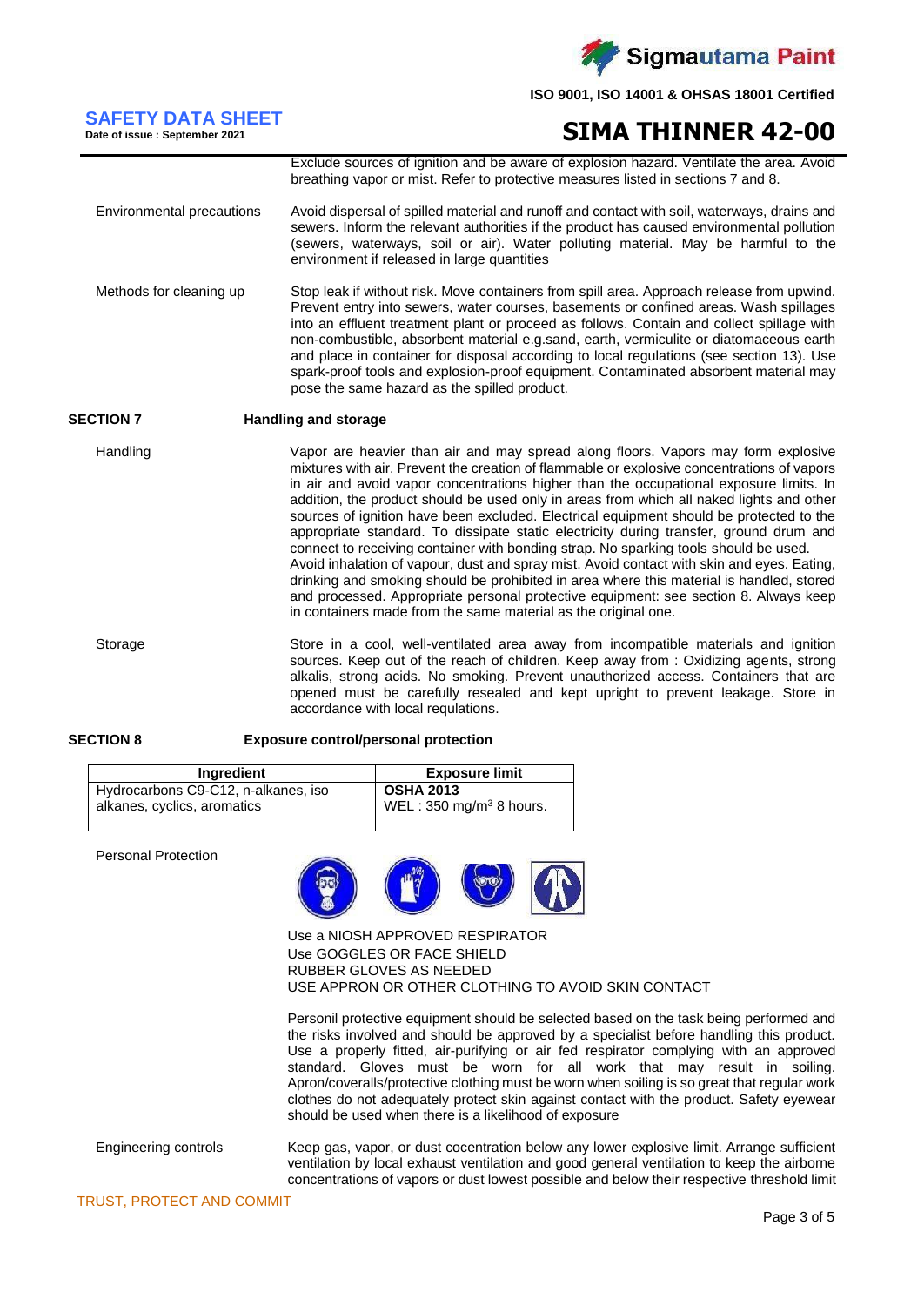Exclude sources of ignition and be aware of explosion hazard. Ventilate the area. Avoid breathing vapor or mist. Refer to protective measures listed in sections 7 and 8.

**Environmental precautions**

Avoid dispersal of spilled material and runoff and contact with soil, waterways, drains and sewers. Inform the relevant authorities if the product has caused environmental pollution (sewers, waterways, soil or air). Water polluting material. May be harmful to the environment if released in large quantities

**Methods for cleaning up**

Stop leak if without risk. Move containers from spill area. Approach release from upwind. Prevent entry into sewers, water courses, basements or confined areas. Wash spillages into an effluent treatment plant or proceed as follows. Contain and collect spillage with non-combustible, absorbent material e.g.sand, earth, vermiculite or diatomaceous earth and place in container for disposal according to local regulations (see section 13). Use spark-proof tools and explosion-proof equipment. Contaminated absorbent material may pose the same hazard as the spilled product.

## SECTION 7 Handling and storage

**Handling**

Vapor are heavier than air and may spread along floors. Vapors may form explosive mixtures with air. Prevent the creation of flammable or explosive concentrations of vapors in air and avoid vapor concentrations higher than the occupational exposure limits. In addition, the product should be used only in areas from which all naked lights and other sources of ignition have been excluded. Electrical equipment should be protected to the appropriate standard. To dissipate static electricity during transfer, ground drum and connect to receiving container with bonding strap. No sparking tools should be used. Avoid inhalation of vapour, dust and spray mist. Avoid contact with skin and eyes. Eating, drinking and smoking should be prohibited in area where this material is handled, stored and processed. Appropriate personal protective equipment: see section 8. Always keep in containers made from the same material as the original one.

**Storage**

Store in a cool, well-ventilated area away from incompatible materials and ignition sources. Keep out of the reach of children. Keep away from : Oxidizing agents, strong alkalis, strong acids. No smoking. Prevent unauthorized access. Containers that are opened must be carefully resealed and kept upright to prevent leakage. Store in accordance with local requlations.

## SECTION 8 Exposure control/personal protection

| Ingredient | Exposure limit |
|---|---|
| Hydrocarbons C9-C12, n-alkanes, iso alkanes, cyclics, aromatics | **OSHA 2013**<br>WEL : 350 mg/m$^3$ 8 hours. |

**Personal Protection**

Use a NIOSH APPROVED RESPIRATOR
Use GOGGLES OR FACE SHIELD
RUBBER GLOVES AS NEEDED
USE APPRON OR OTHER CLOTHING TO AVOID SKIN CONTACT

Personil protective equipment should be selected based on the task being performed and the risks involved and should be approved by a specialist before handling this product. Use a properly fitted, air-purifying or air fed respirator complying with an approved standard. Gloves must be worn for all work that may result in soiling. Apron/coveralls/protective clothing must be worn when soiling is so great that regular work clothes do not adequately protect skin against contact with the product. Safety eyewear should be used when there is a likelihood of exposure

**Engineering controls**

Keep gas, vapor, or dust cocentration below any lower explosive limit. Arrange sufficient ventilation by local exhaust ventilation and good general ventilation to keep the airborne concentrations of vapors or dust lowest possible and below their respective threshold limit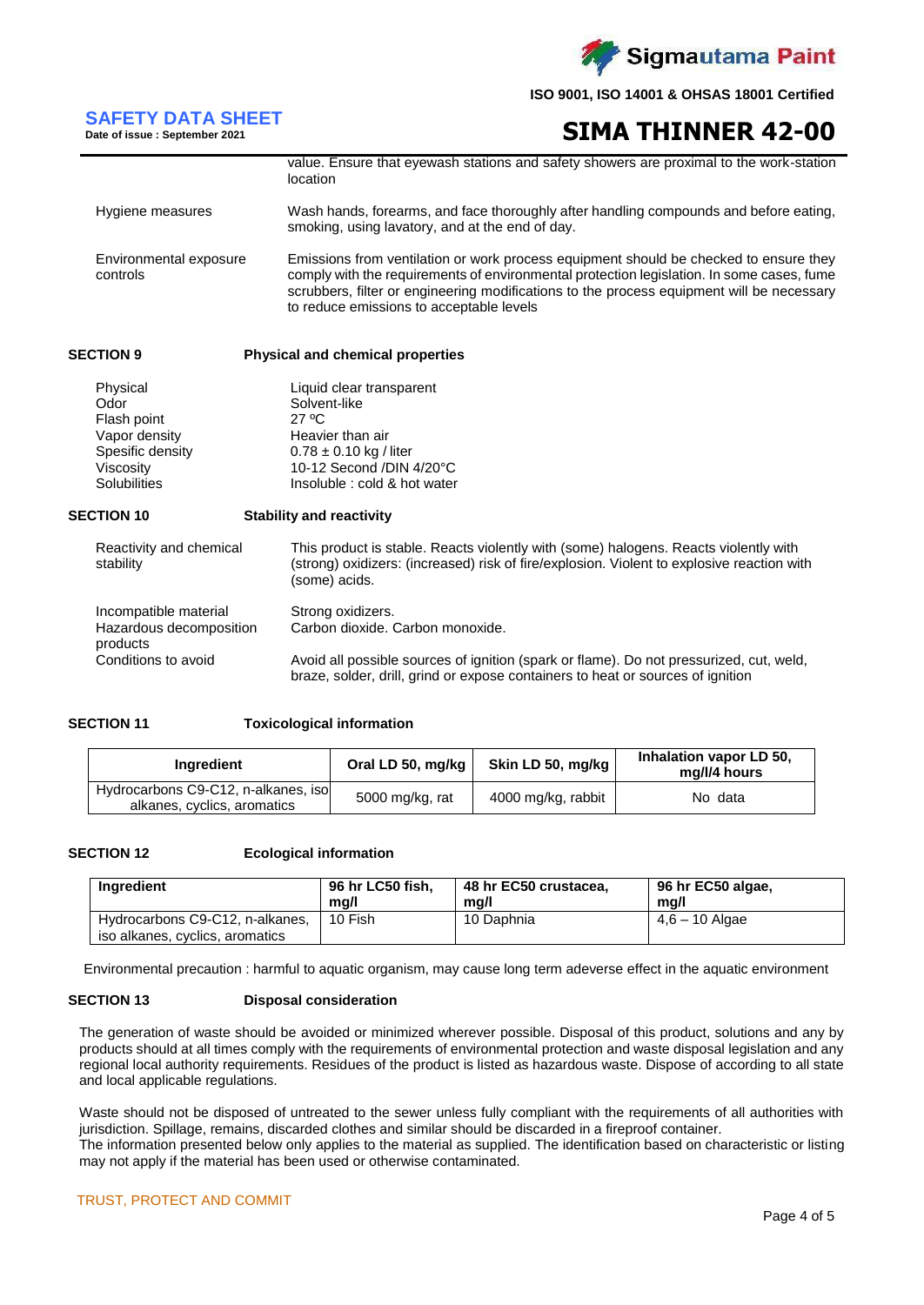| | |
|---|---|
| | value. Ensure that eyewash stations and safety showers are proximal to the work-station location |
| Hygiene measures | Wash hands, forearms, and face thoroughly after handling compounds and before eating, smoking, using lavatory, and at the end of day. |
| Environmental exposure controls | Emissions from ventilation or work process equipment should be checked to ensure they comply with the requirements of environmental protection legislation. In some cases, fume scrubbers, filter or engineering modifications to the process equipment will be necessary to reduce emissions to acceptable levels |

## SECTION 9 Physical and chemical properties

| | |
|---|---|
| Physical | Liquid clear transparent |
| Odor | Solvent-like |
| Flash point | 27 ºC |
| Vapor density | Heavier than air |
| Spesific density | 0.78 ± 0.10 kg / liter |
| Viscosity | 10-12 Second /DIN 4/20°C |
| Solubilities | Insoluble : cold & hot water |

## SECTION 10 Stability and reactivity

| | |
|---|---|
| Reactivity and chemical stability | This product is stable. Reacts violently with (some) halogens. Reacts violently with (strong) oxidizers: (increased) risk of fire/explosion. Violent to explosive reaction with (some) acids. |
| Incompatible material | Strong oxidizers. |
| Hazardous decomposition products | Carbon dioxide. Carbon monoxide. |
| Conditions to avoid | Avoid all possible sources of ignition (spark or flame). Do not pressurized, cut, weld, braze, solder, drill, grind or expose containers to heat or sources of ignition |

## SECTION 11 Toxicological information

| Ingredient | Oral LD 50, mg/kg | Skin LD 50, mg/kg | Inhalation vapor LD 50, mg/l/4 hours |
|---|---|---|---|
| Hydrocarbons C9-C12, n-alkanes, iso alkanes, cyclics, aromatics | 5000 mg/kg, rat | 4000 mg/kg, rabbit | No data |

## SECTION 12 Ecological information

| Ingredient | 96 hr LC50 fish, mg/l | 48 hr EC50 crustacea, mg/l | 96 hr EC50 algae, mg/l |
|---|---|---|---|
| Hydrocarbons C9-C12, n-alkanes, iso alkanes, cyclics, aromatics | 10 Fish | 10 Daphnia | 4,6 – 10 Algae |

Environmental precaution : harmful to aquatic organism, may cause long term adeverse effect in the aquatic environment

## SECTION 13 Disposal consideration

The generation of waste should be avoided or minimized wherever possible. Disposal of this product, solutions and any by products should at all times comply with the requirements of environmental protection and waste disposal legislation and any regional local authority requirements. Residues of the product is listed as hazardous waste. Dispose of according to all state and local applicable regulations.

Waste should not be disposed of untreated to the sewer unless fully compliant with the requirements of all authorities with jurisdiction. Spillage, remains, discarded clothes and similar should be discarded in a fireproof container.
The information presented below only applies to the material as supplied. The identification based on characteristic or listing may not apply if the material has been used or otherwise contaminated.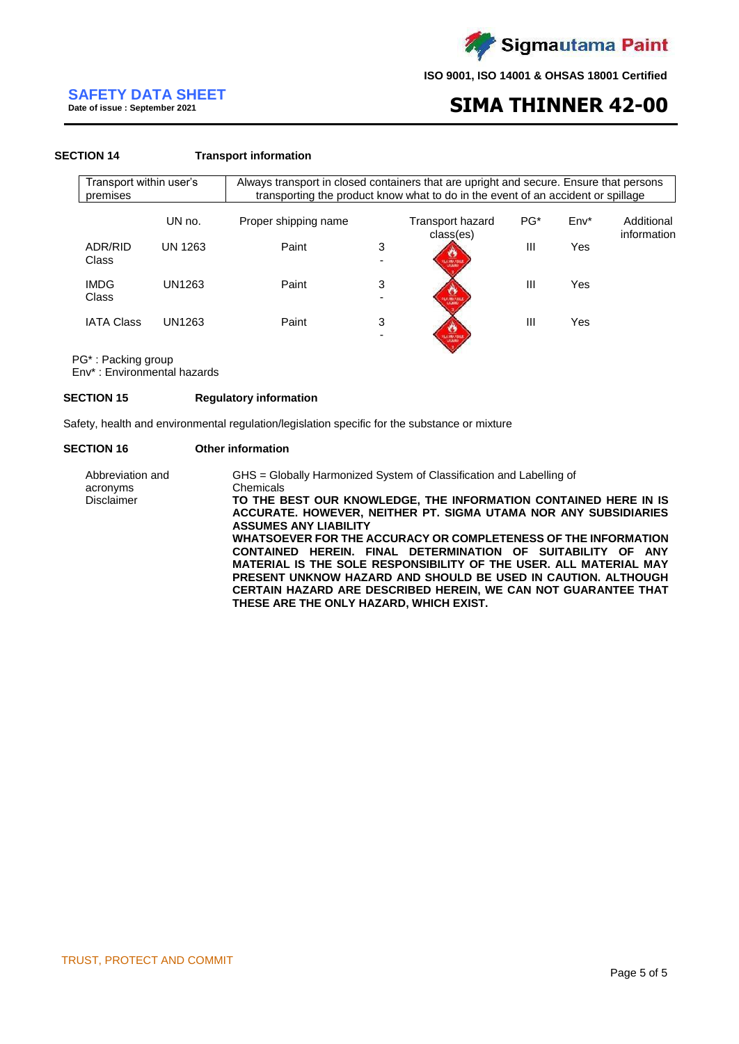## SECTION 14 Transport information

| | |
|---|---|
| Transport within user's premises | Always transport in closed containers that are upright and secure. Ensure that persons transporting the product know what to do in the event of an accident or spillage |

| | UN no. | Proper shipping name | Transport hazard class(es) | PG* | Env* | Additional information |
|---|---|---|---|---|---|---|
| ADR/RID Class | UN 1263 | Paint | 3 - | III | Yes | |
| IMDG Class | UN1263 | Paint | 3 - | III | Yes | |
| IATA Class | UN1263 | Paint | 3 - | III | Yes | |

PG* : Packing group
Env* : Environmental hazards

## SECTION 15 Regulatory information

Safety, health and environmental regulation/legislation specific for the substance or mixture

## SECTION 16 Other information

| | |
|---|---|
| Abbreviation and acronyms | GHS = Globally Harmonized System of Classification and Labelling of Chemicals |
| Disclaimer | **TO THE BEST OUR KNOWLEDGE, THE INFORMATION CONTAINED HERE IN IS ACCURATE. HOWEVER, NEITHER PT. SIGMA UTAMA NOR ANY SUBSIDIARIES ASSUMES ANY LIABILITY WHATSOEVER FOR THE ACCURACY OR COMPLETENESS OF THE INFORMATION CONTAINED HEREIN. FINAL DETERMINATION OF SUITABILITY OF ANY MATERIAL IS THE SOLE RESPONSIBILITY OF THE USER. ALL MATERIAL MAY PRESENT UNKNOW HAZARD AND SHOULD BE USED IN CAUTION. ALTHOUGH CERTAIN HAZARD ARE DESCRIBED HEREIN, WE CAN NOT GUARANTEE THAT THESE ARE THE ONLY HAZARD, WHICH EXIST.** |